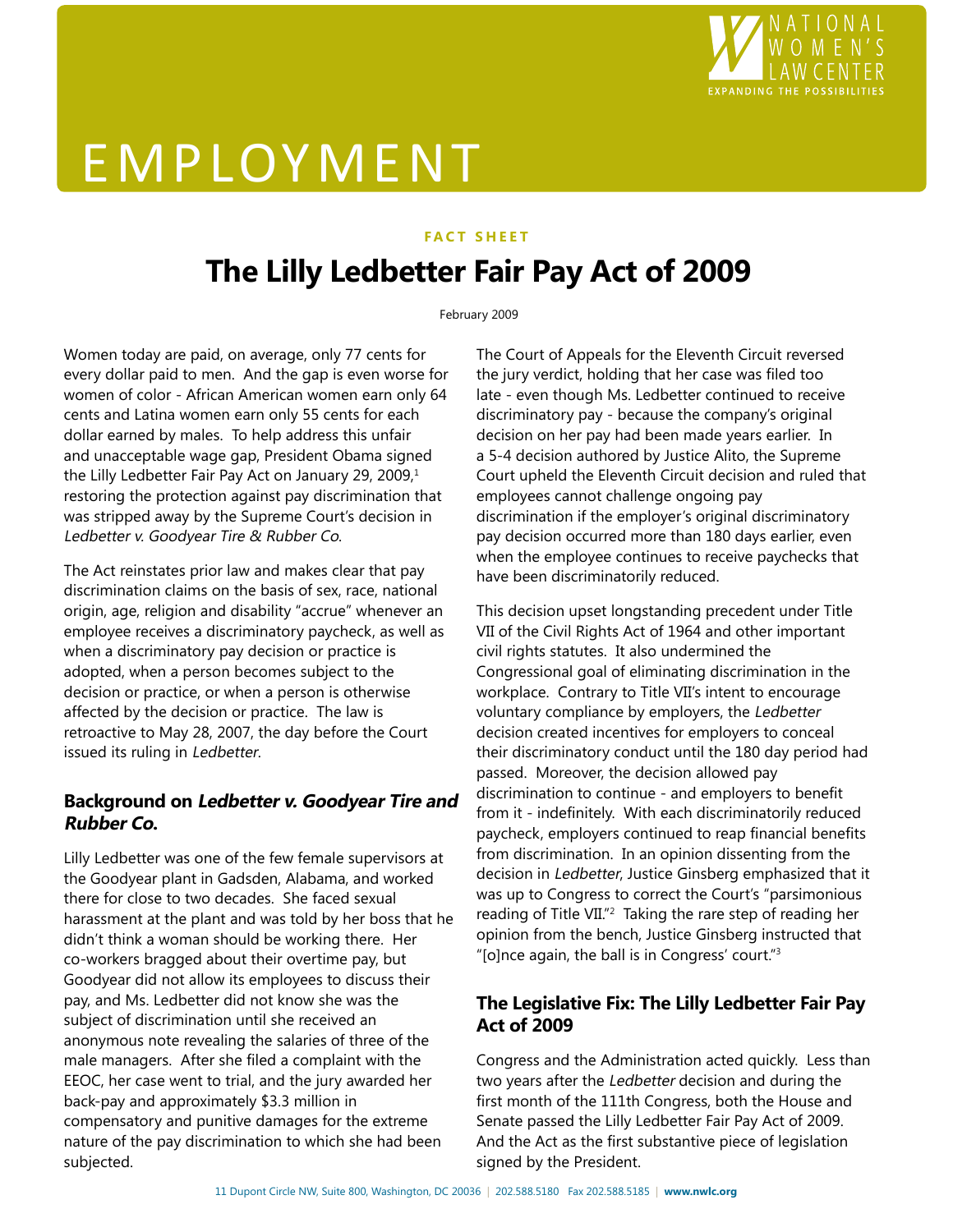# EMPLOYMENT

**FACT SHEET**

# The Lilly Ledbetter Fair Pay Act of 2009

February 2009

Women today are paid, on average, only 77 cents for every dollar paid to men. And the gap is even worse for women of color - African American women earn only 64 cents and Latina women earn only 55 cents for each dollar earned by males. To help address this unfair and unacceptable wage gap, President Obama signed the Lilly Ledbetter Fair Pay Act on January 29, 2009,[1] restoring the protection against pay discrimination that was stripped away by the Supreme Court's decision in *Ledbetter v. Goodyear Tire & Rubber Co.*

The Act reinstates prior law and makes clear that pay discrimination claims on the basis of sex, race, national origin, age, religion and disability "accrue" whenever an employee receives a discriminatory paycheck, as well as when a discriminatory pay decision or practice is adopted, when a person becomes subject to the decision or practice, or when a person is otherwise affected by the decision or practice. The law is retroactive to May 28, 2007, the day before the Court issued its ruling in *Ledbetter*.

## Background on *Ledbetter v. Goodyear Tire and Rubber Co.*

Lilly Ledbetter was one of the few female supervisors at the Goodyear plant in Gadsden, Alabama, and worked there for close to two decades. She faced sexual harassment at the plant and was told by her boss that he didn't think a woman should be working there. Her co-workers bragged about their overtime pay, but Goodyear did not allow its employees to discuss their pay, and Ms. Ledbetter did not know she was the subject of discrimination until she received an anonymous note revealing the salaries of three of the male managers. After she filed a complaint with the EEOC, her case went to trial, and the jury awarded her back-pay and approximately $3.3 million in compensatory and punitive damages for the extreme nature of the pay discrimination to which she had been subjected.

The Court of Appeals for the Eleventh Circuit reversed the jury verdict, holding that her case was filed too late - even though Ms. Ledbetter continued to receive discriminatory pay - because the company's original decision on her pay had been made years earlier. In a 5-4 decision authored by Justice Alito, the Supreme Court upheld the Eleventh Circuit decision and ruled that employees cannot challenge ongoing pay discrimination if the employer's original discriminatory pay decision occurred more than 180 days earlier, even when the employee continues to receive paychecks that have been discriminatorily reduced.

This decision upset longstanding precedent under Title VII of the Civil Rights Act of 1964 and other important civil rights statutes. It also undermined the Congressional goal of eliminating discrimination in the workplace. Contrary to Title VII's intent to encourage voluntary compliance by employers, the *Ledbetter* decision created incentives for employers to conceal their discriminatory conduct until the 180 day period had passed. Moreover, the decision allowed pay discrimination to continue - and employers to benefit from it - indefinitely. With each discriminatorily reduced paycheck, employers continued to reap financial benefits from discrimination. In an opinion dissenting from the decision in *Ledbetter*, Justice Ginsberg emphasized that it was up to Congress to correct the Court's "parsimonious reading of Title VII."[2] Taking the rare step of reading her opinion from the bench, Justice Ginsberg instructed that "[o]nce again, the ball is in Congress' court."[3]

## The Legislative Fix: The Lilly Ledbetter Fair Pay Act of 2009

Congress and the Administration acted quickly. Less than two years after the *Ledbetter* decision and during the first month of the 111th Congress, both the House and Senate passed the Lilly Ledbetter Fair Pay Act of 2009. And the Act as the first substantive piece of legislation signed by the President.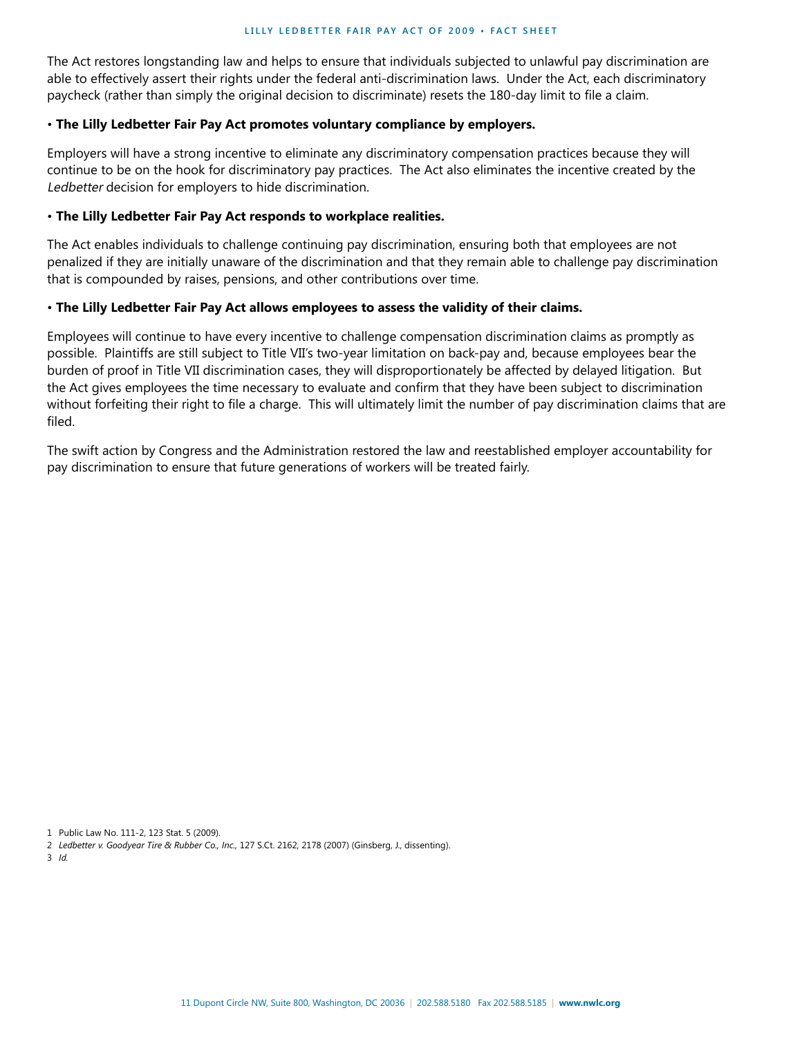The Act restores longstanding law and helps to ensure that individuals subjected to unlawful pay discrimination are able to effectively assert their rights under the federal anti-discrimination laws. Under the Act, each discriminatory paycheck (rather than simply the original decision to discriminate) resets the 180-day limit to file a claim.

- **The Lilly Ledbetter Fair Pay Act promotes voluntary compliance by employers.**

Employers will have a strong incentive to eliminate any discriminatory compensation practices because they will continue to be on the hook for discriminatory pay practices. The Act also eliminates the incentive created by the *Ledbetter* decision for employers to hide discrimination.

- **The Lilly Ledbetter Fair Pay Act responds to workplace realities.**

The Act enables individuals to challenge continuing pay discrimination, ensuring both that employees are not penalized if they are initially unaware of the discrimination and that they remain able to challenge pay discrimination that is compounded by raises, pensions, and other contributions over time.

- **The Lilly Ledbetter Fair Pay Act allows employees to assess the validity of their claims.**

Employees will continue to have every incentive to challenge compensation discrimination claims as promptly as possible. Plaintiffs are still subject to Title VII's two-year limitation on back-pay and, because employees bear the burden of proof in Title VII discrimination cases, they will disproportionately be affected by delayed litigation. But the Act gives employees the time necessary to evaluate and confirm that they have been subject to discrimination without forfeiting their right to file a charge. This will ultimately limit the number of pay discrimination claims that are filed.

The swift action by Congress and the Administration restored the law and reestablished employer accountability for pay discrimination to ensure that future generations of workers will be treated fairly.

1 Public Law No. 111-2, 123 Stat. 5 (2009).

2 *Ledbetter v. Goodyear Tire & Rubber Co., Inc.,* 127 S.Ct. 2162, 2178 (2007) (Ginsberg, J., dissenting).

3 *Id.*